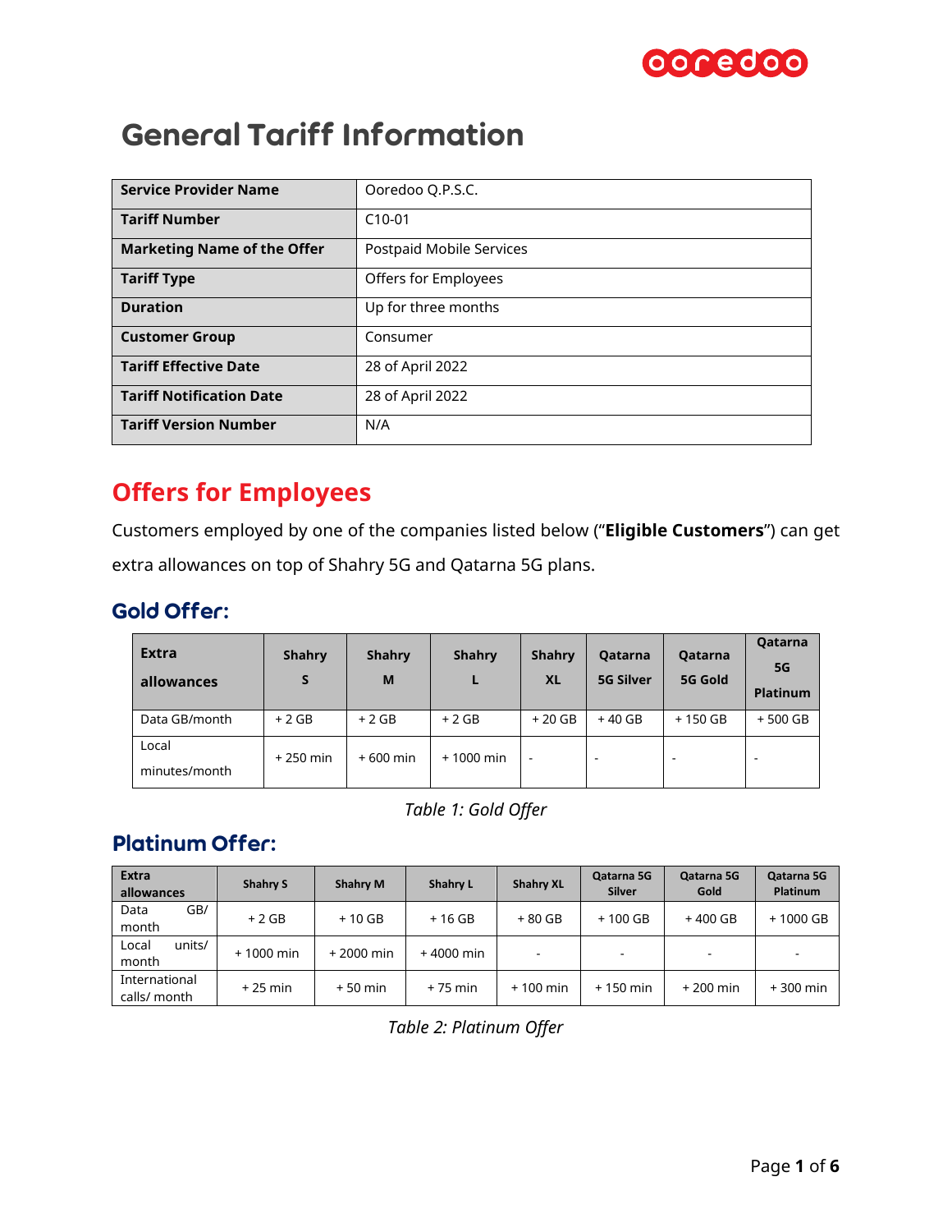# General Tariff Information

| Service Provider Name | Ooredoo Q.P.S.C. |
|---|---|
| Tariff Number | C10-01 |
| Marketing Name of the Offer | Postpaid Mobile Services |
| Tariff Type | Offers for Employees |
| Duration | Up for three months |
| Customer Group | Consumer |
| Tariff Effective Date | 28 of April 2022 |
| Tariff Notification Date | 28 of April 2022 |
| Tariff Version Number | N/A |

## Offers for Employees

Customers employed by one of the companies listed below ("**Eligible Customers**") can get extra allowances on top of Shahry 5G and Qatarna 5G plans.

### Gold Offer:

| Extra allowances | Shahry S | Shahry M | Shahry L | Shahry XL | Qatarna 5G Silver | Qatarna 5G Gold | Qatarna 5G Platinum |
|---|---|---|---|---|---|---|---|
| Data GB/month | + 2 GB | + 2 GB | + 2 GB | + 20 GB | + 40 GB | + 150 GB | + 500 GB |
| Local minutes/month | + 250 min | + 600 min | + 1000 min | - | - | - | - |

*Table 1: Gold Offer*

### Platinum Offer:

| Extra allowances | Shahry S | Shahry M | Shahry L | Shahry XL | Qatarna 5G Silver | Qatarna 5G Gold | Qatarna 5G Platinum |
|---|---|---|---|---|---|---|---|
| Data GB/ month | + 2 GB | + 10 GB | + 16 GB | + 80 GB | + 100 GB | + 400 GB | + 1000 GB |
| Local units/ month | + 1000 min | + 2000 min | + 4000 min | - | - | - | - |
| International calls/ month | + 25 min | + 50 min | + 75 min | + 100 min | + 150 min | + 200 min | + 300 min |

*Table 2: Platinum Offer*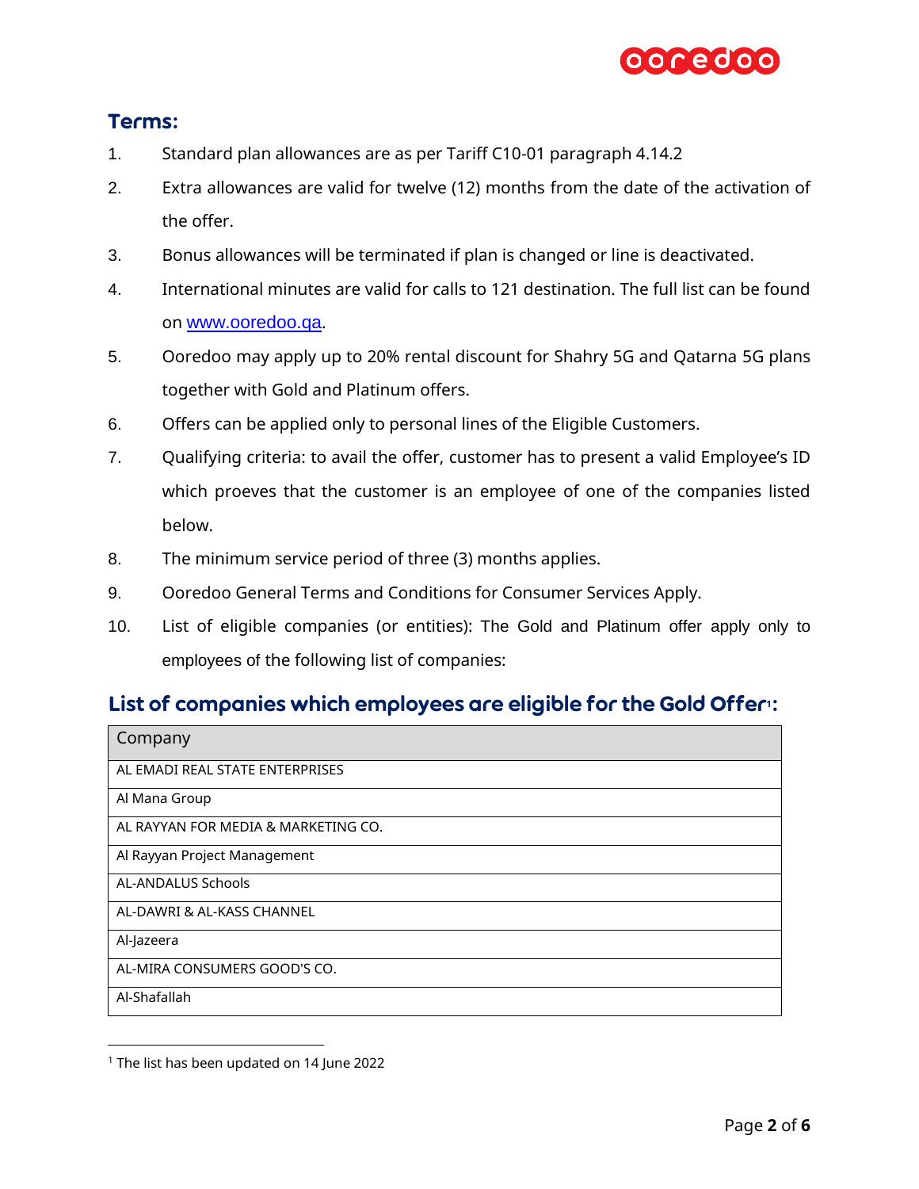## Terms:

1. Standard plan allowances are as per Tariff C10-01 paragraph 4.14.2
2. Extra allowances are valid for twelve (12) months from the date of the activation of the offer.
3. Bonus allowances will be terminated if plan is changed or line is deactivated.
4. International minutes are valid for calls to 121 destination. The full list can be found on www.ooredoo.qa.
5. Ooredoo may apply up to 20% rental discount for Shahry 5G and Qatarna 5G plans together with Gold and Platinum offers.
6. Offers can be applied only to personal lines of the Eligible Customers.
7. Qualifying criteria: to avail the offer, customer has to present a valid Employee's ID which proeves that the customer is an employee of one of the companies listed below.
8. The minimum service period of three (3) months applies.
9. Ooredoo General Terms and Conditions for Consumer Services Apply.
10. List of eligible companies (or entities): The Gold and Platinum offer apply only to employees of the following list of companies:

## List of companies which employees are eligible for the Gold Offer[1]:

| Company |
| --- |
| AL EMADI REAL STATE ENTERPRISES |
| Al Mana Group |
| AL RAYYAN FOR MEDIA & MARKETING CO. |
| Al Rayyan Project Management |
| AL-ANDALUS Schools |
| AL-DAWRI & AL-KASS CHANNEL |
| Al-Jazeera |
| AL-MIRA CONSUMERS GOOD'S CO. |
| Al-Shafallah |

[1] The list has been updated on 14 June 2022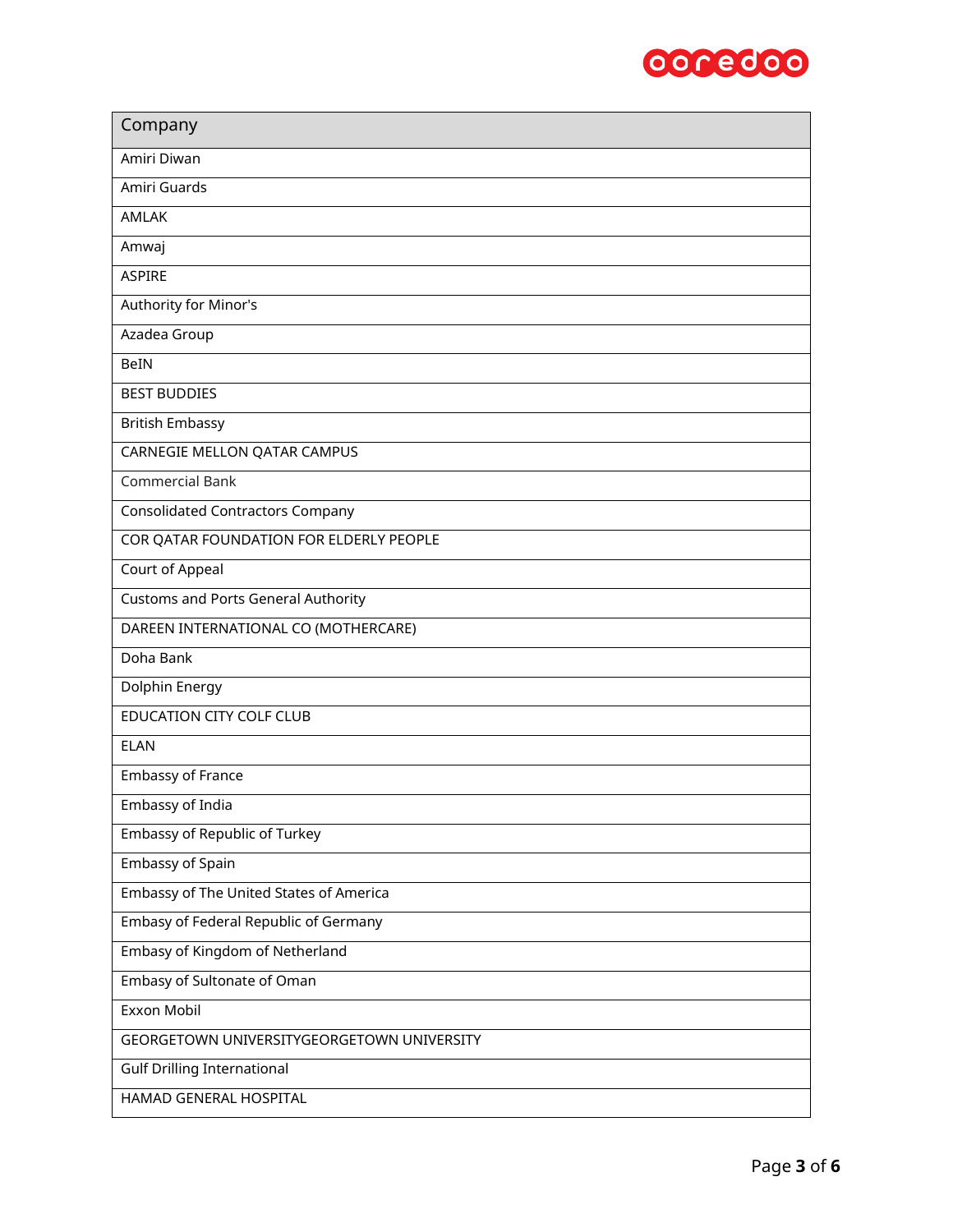| Company |
| --- |
| Amiri Diwan |
| Amiri Guards |
| AMLAK |
| Amwaj |
| ASPIRE |
| Authority for Minor's |
| Azadea Group |
| BeIN |
| BEST BUDDIES |
| British Embassy |
| CARNEGIE MELLON QATAR CAMPUS |
| Commercial Bank |
| Consolidated Contractors Company |
| COR QATAR FOUNDATION FOR ELDERLY PEOPLE |
| Court of Appeal |
| Customs and Ports General Authority |
| DAREEN INTERNATIONAL CO (MOTHERCARE) |
| Doha Bank |
| Dolphin Energy |
| EDUCATION CITY COLF CLUB |
| ELAN |
| Embassy of France |
| Embassy of India |
| Embassy of Republic of Turkey |
| Embassy of Spain |
| Embassy of The United States of America |
| Embasy of Federal Republic of Germany |
| Embasy of Kingdom of Netherland |
| Embasy of Sultonate of Oman |
| Exxon Mobil |
| GEORGETOWN UNIVERSITYGEORGETOWN UNIVERSITY |
| Gulf Drilling International |
| HAMAD GENERAL HOSPITAL |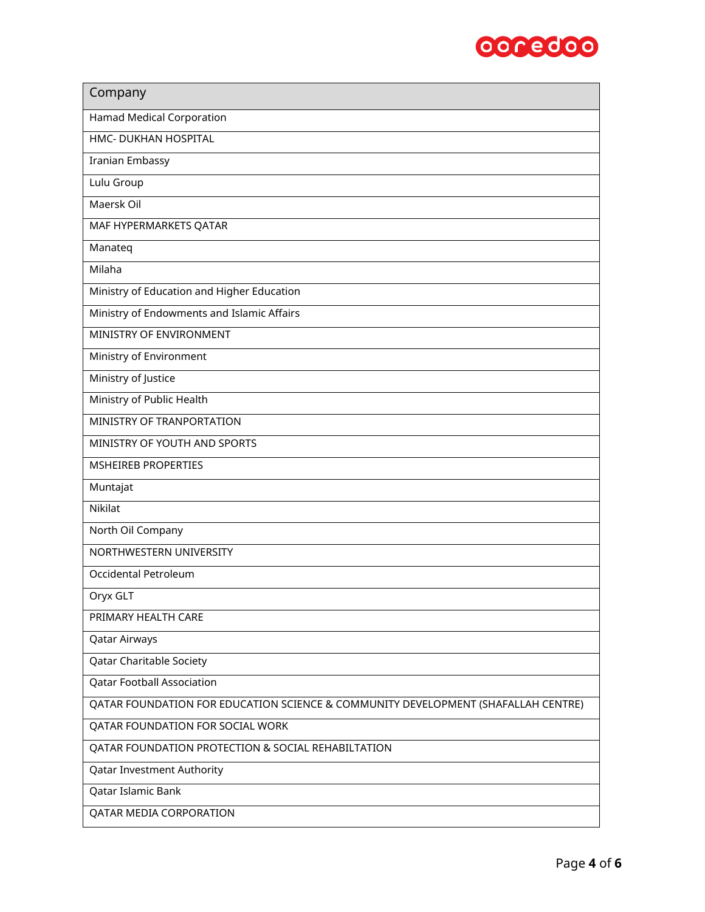| Company |
| --- |
| Hamad Medical Corporation |
| HMC- DUKHAN HOSPITAL |
| Iranian Embassy |
| Lulu Group |
| Maersk Oil |
| MAF HYPERMARKETS QATAR |
| Manateq |
| Milaha |
| Ministry of Education and Higher Education |
| Ministry of Endowments and Islamic Affairs |
| MINISTRY OF ENVIRONMENT |
| Ministry of Environment |
| Ministry of Justice |
| Ministry of Public Health |
| MINISTRY OF TRANPORTATION |
| MINISTRY OF YOUTH AND SPORTS |
| MSHEIREB PROPERTIES |
| Muntajat |
| Nikilat |
| North Oil Company |
| NORTHWESTERN UNIVERSITY |
| Occidental Petroleum |
| Oryx GLT |
| PRIMARY HEALTH CARE |
| Qatar Airways |
| Qatar Charitable Society |
| Qatar Football Association |
| QATAR FOUNDATION FOR EDUCATION SCIENCE & COMMUNITY DEVELOPMENT (SHAFALLAH CENTRE) |
| QATAR FOUNDATION FOR SOCIAL WORK |
| QATAR FOUNDATION PROTECTION & SOCIAL REHABILTATION |
| Qatar Investment Authority |
| Qatar Islamic Bank |
| QATAR MEDIA CORPORATION |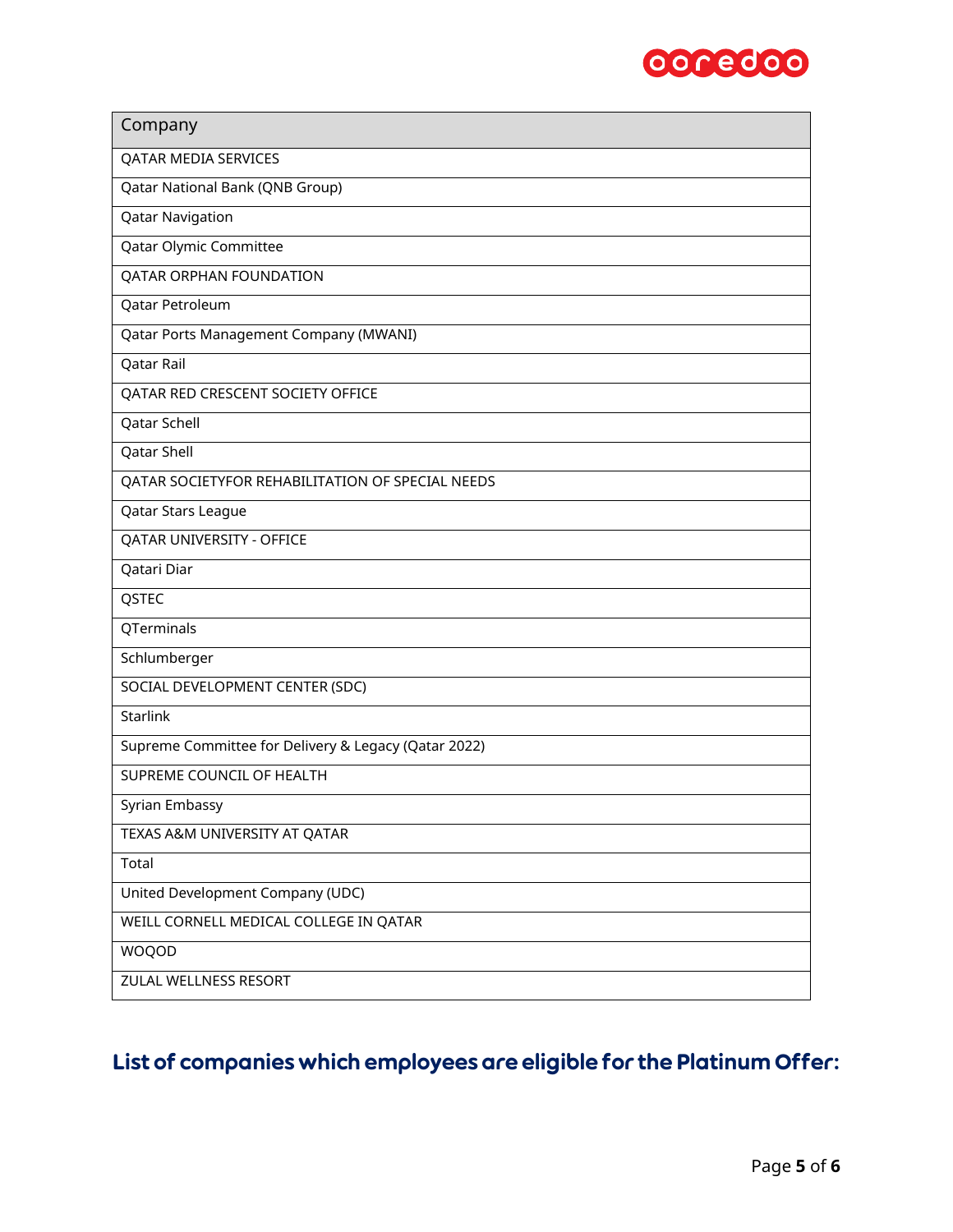| Company |
| --- |
| QATAR MEDIA SERVICES |
| Qatar National Bank (QNB Group) |
| Qatar Navigation |
| Qatar Olymic Committee |
| QATAR ORPHAN FOUNDATION |
| Qatar Petroleum |
| Qatar Ports Management Company (MWANI) |
| Qatar Rail |
| QATAR RED CRESCENT SOCIETY OFFICE |
| Qatar Schell |
| Qatar Shell |
| QATAR SOCIETYFOR REHABILITATION OF SPECIAL NEEDS |
| Qatar Stars League |
| QATAR UNIVERSITY - OFFICE |
| Qatari Diar |
| QSTEC |
| QTerminals |
| Schlumberger |
| SOCIAL DEVELOPMENT CENTER (SDC) |
| Starlink |
| Supreme Committee for Delivery & Legacy (Qatar 2022) |
| SUPREME COUNCIL OF HEALTH |
| Syrian Embassy |
| TEXAS A&M UNIVERSITY AT QATAR |
| Total |
| United Development Company (UDC) |
| WEILL CORNELL MEDICAL COLLEGE IN QATAR |
| WOQOD |
| ZULAL WELLNESS RESORT |

## List of companies which employees are eligible for the Platinum Offer: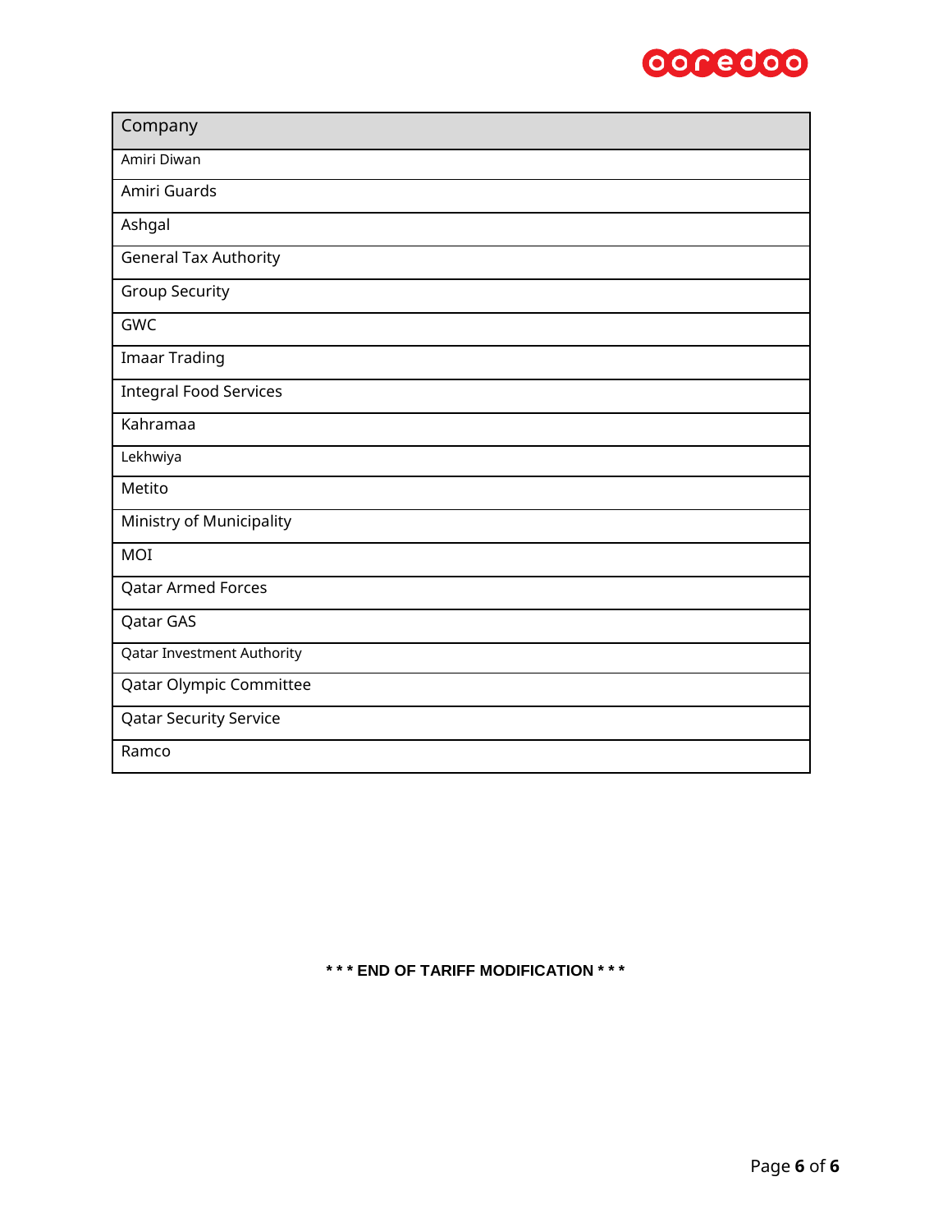| Company |
| --- |
| Amiri Diwan |
| Amiri Guards |
| Ashgal |
| General Tax Authority |
| Group Security |
| GWC |
| Imaar Trading |
| Integral Food Services |
| Kahramaa |
| Lekhwiya |
| Metito |
| Ministry of Municipality |
| MOI |
| Qatar Armed Forces |
| Qatar GAS |
| Qatar Investment Authority |
| Qatar Olympic Committee |
| Qatar Security Service |
| Ramco |

**\* \* \* END OF TARIFF MODIFICATION \* \* \***